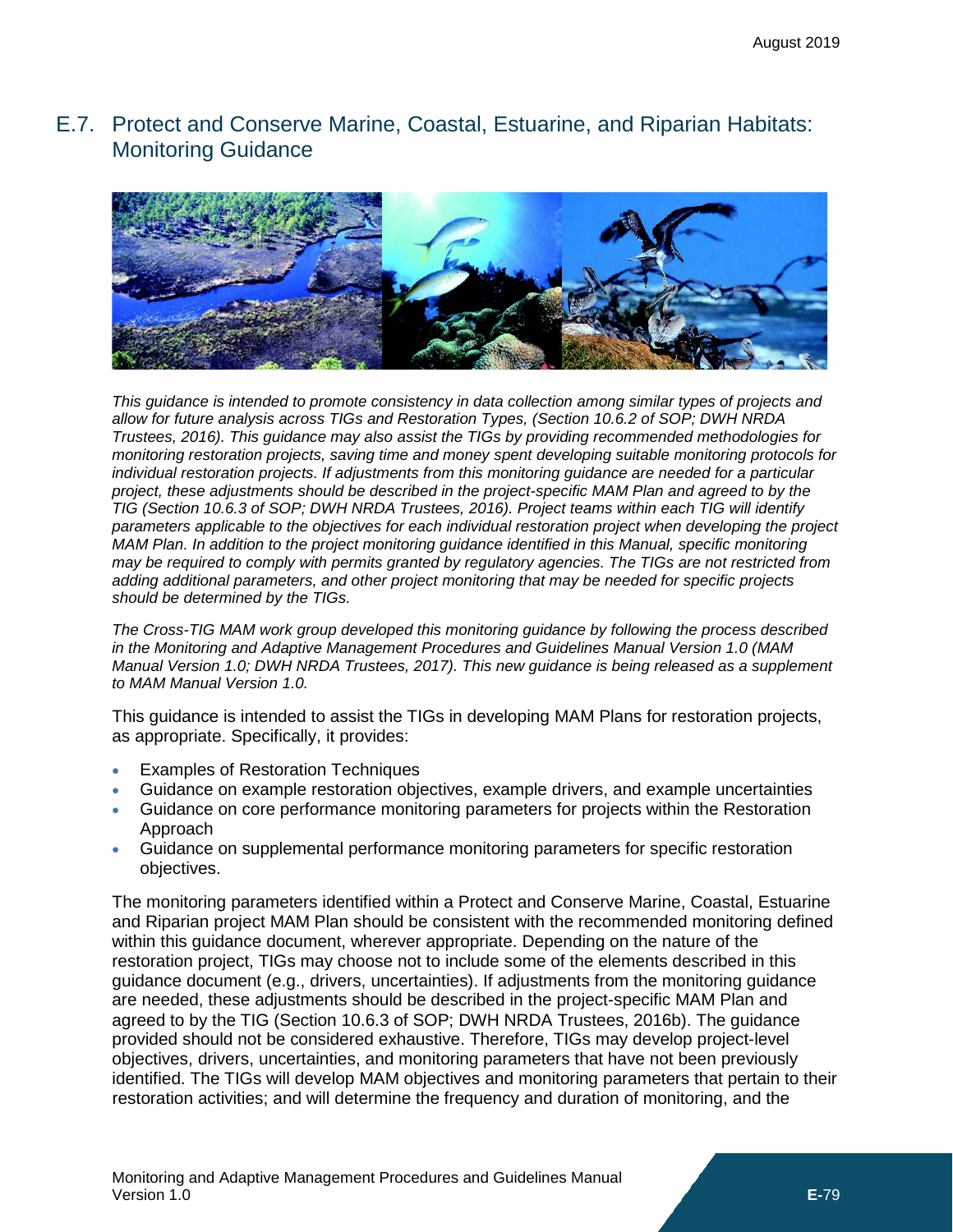## E.7. Protect and Conserve Marine, Coastal, Estuarine, and Riparian Habitats: Monitoring Guidance

*This guidance is intended to promote consistency in data collection among similar types of projects and allow for future analysis across TIGs and Restoration Types, (Section 10.6.2 of SOP; DWH NRDA Trustees, 2016). This guidance may also assist the TIGs by providing recommended methodologies for monitoring restoration projects, saving time and money spent developing suitable monitoring protocols for individual restoration projects. If adjustments from this monitoring guidance are needed for a particular project, these adjustments should be described in the project-specific MAM Plan and agreed to by the TIG (Section 10.6.3 of SOP; DWH NRDA Trustees, 2016). Project teams within each TIG will identify parameters applicable to the objectives for each individual restoration project when developing the project MAM Plan. In addition to the project monitoring guidance identified in this Manual, specific monitoring may be required to comply with permits granted by regulatory agencies. The TIGs are not restricted from adding additional parameters, and other project monitoring that may be needed for specific projects should be determined by the TIGs.*

*The Cross-TIG MAM work group developed this monitoring guidance by following the process described in the Monitoring and Adaptive Management Procedures and Guidelines Manual Version 1.0 (MAM Manual Version 1.0; DWH NRDA Trustees, 2017). This new guidance is being released as a supplement to MAM Manual Version 1.0.*

This guidance is intended to assist the TIGs in developing MAM Plans for restoration projects, as appropriate. Specifically, it provides:

- Examples of Restoration Techniques
- Guidance on example restoration objectives, example drivers, and example uncertainties
- Guidance on core performance monitoring parameters for projects within the Restoration Approach
- Guidance on supplemental performance monitoring parameters for specific restoration objectives.

The monitoring parameters identified within a Protect and Conserve Marine, Coastal, Estuarine and Riparian project MAM Plan should be consistent with the recommended monitoring defined within this guidance document, wherever appropriate. Depending on the nature of the restoration project, TIGs may choose not to include some of the elements described in this guidance document (e.g., drivers, uncertainties). If adjustments from the monitoring guidance are needed, these adjustments should be described in the project-specific MAM Plan and agreed to by the TIG (Section 10.6.3 of SOP; DWH NRDA Trustees, 2016b). The guidance provided should not be considered exhaustive. Therefore, TIGs may develop project-level objectives, drivers, uncertainties, and monitoring parameters that have not been previously identified. The TIGs will develop MAM objectives and monitoring parameters that pertain to their restoration activities; and will determine the frequency and duration of monitoring, and the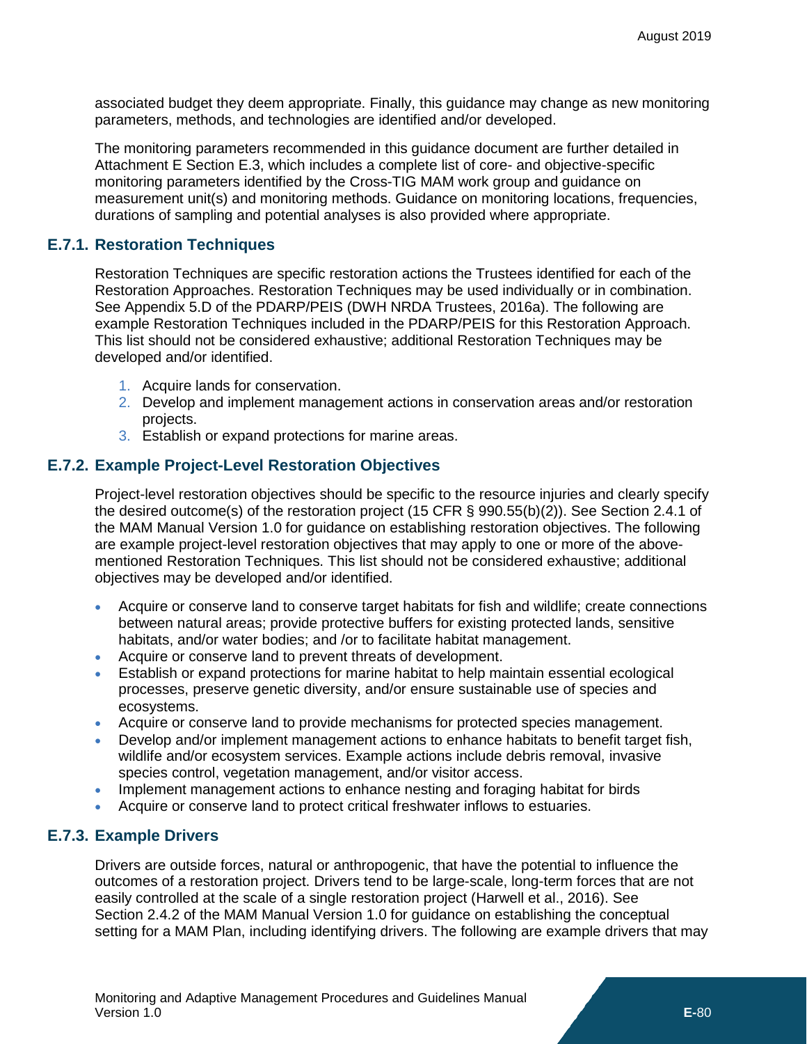associated budget they deem appropriate. Finally, this guidance may change as new monitoring parameters, methods, and technologies are identified and/or developed.

The monitoring parameters recommended in this guidance document are further detailed in Attachment E Section E.3, which includes a complete list of core- and objective-specific monitoring parameters identified by the Cross-TIG MAM work group and guidance on measurement unit(s) and monitoring methods. Guidance on monitoring locations, frequencies, durations of sampling and potential analyses is also provided where appropriate.

### E.7.1. Restoration Techniques

Restoration Techniques are specific restoration actions the Trustees identified for each of the Restoration Approaches. Restoration Techniques may be used individually or in combination. See Appendix 5.D of the PDARP/PEIS (DWH NRDA Trustees, 2016a). The following are example Restoration Techniques included in the PDARP/PEIS for this Restoration Approach. This list should not be considered exhaustive; additional Restoration Techniques may be developed and/or identified.

1. Acquire lands for conservation.
2. Develop and implement management actions in conservation areas and/or restoration projects.
3. Establish or expand protections for marine areas.

### E.7.2. Example Project-Level Restoration Objectives

Project-level restoration objectives should be specific to the resource injuries and clearly specify the desired outcome(s) of the restoration project (15 CFR § 990.55(b)(2)). See Section 2.4.1 of the MAM Manual Version 1.0 for guidance on establishing restoration objectives. The following are example project-level restoration objectives that may apply to one or more of the above-mentioned Restoration Techniques. This list should not be considered exhaustive; additional objectives may be developed and/or identified.

- Acquire or conserve land to conserve target habitats for fish and wildlife; create connections between natural areas; provide protective buffers for existing protected lands, sensitive habitats, and/or water bodies; and /or to facilitate habitat management.
- Acquire or conserve land to prevent threats of development.
- Establish or expand protections for marine habitat to help maintain essential ecological processes, preserve genetic diversity, and/or ensure sustainable use of species and ecosystems.
- Acquire or conserve land to provide mechanisms for protected species management.
- Develop and/or implement management actions to enhance habitats to benefit target fish, wildlife and/or ecosystem services. Example actions include debris removal, invasive species control, vegetation management, and/or visitor access.
- Implement management actions to enhance nesting and foraging habitat for birds
- Acquire or conserve land to protect critical freshwater inflows to estuaries.

### E.7.3. Example Drivers

Drivers are outside forces, natural or anthropogenic, that have the potential to influence the outcomes of a restoration project. Drivers tend to be large-scale, long-term forces that are not easily controlled at the scale of a single restoration project (Harwell et al., 2016). See Section 2.4.2 of the MAM Manual Version 1.0 for guidance on establishing the conceptual setting for a MAM Plan, including identifying drivers. The following are example drivers that may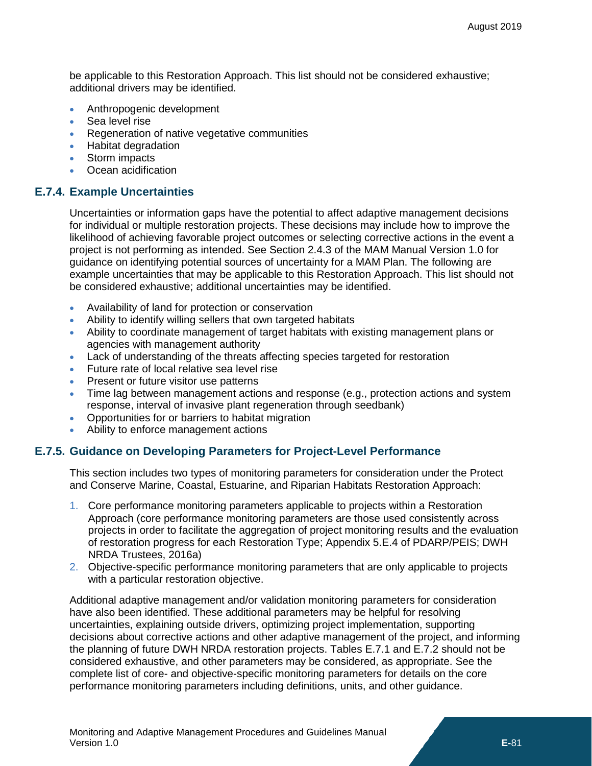be applicable to this Restoration Approach. This list should not be considered exhaustive; additional drivers may be identified.

- Anthropogenic development
- Sea level rise
- Regeneration of native vegetative communities
- Habitat degradation
- Storm impacts
- Ocean acidification

### E.7.4. Example Uncertainties

Uncertainties or information gaps have the potential to affect adaptive management decisions for individual or multiple restoration projects. These decisions may include how to improve the likelihood of achieving favorable project outcomes or selecting corrective actions in the event a project is not performing as intended. See Section 2.4.3 of the MAM Manual Version 1.0 for guidance on identifying potential sources of uncertainty for a MAM Plan. The following are example uncertainties that may be applicable to this Restoration Approach. This list should not be considered exhaustive; additional uncertainties may be identified.

- Availability of land for protection or conservation
- Ability to identify willing sellers that own targeted habitats
- Ability to coordinate management of target habitats with existing management plans or agencies with management authority
- Lack of understanding of the threats affecting species targeted for restoration
- Future rate of local relative sea level rise
- Present or future visitor use patterns
- Time lag between management actions and response (e.g., protection actions and system response, interval of invasive plant regeneration through seedbank)
- Opportunities for or barriers to habitat migration
- Ability to enforce management actions

### E.7.5. Guidance on Developing Parameters for Project-Level Performance

This section includes two types of monitoring parameters for consideration under the Protect and Conserve Marine, Coastal, Estuarine, and Riparian Habitats Restoration Approach:

1. Core performance monitoring parameters applicable to projects within a Restoration Approach (core performance monitoring parameters are those used consistently across projects in order to facilitate the aggregation of project monitoring results and the evaluation of restoration progress for each Restoration Type; Appendix 5.E.4 of PDARP/PEIS; DWH NRDA Trustees, 2016a)
2. Objective-specific performance monitoring parameters that are only applicable to projects with a particular restoration objective.

Additional adaptive management and/or validation monitoring parameters for consideration have also been identified. These additional parameters may be helpful for resolving uncertainties, explaining outside drivers, optimizing project implementation, supporting decisions about corrective actions and other adaptive management of the project, and informing the planning of future DWH NRDA restoration projects. Tables E.7.1 and E.7.2 should not be considered exhaustive, and other parameters may be considered, as appropriate. See the complete list of core- and objective-specific monitoring parameters for details on the core performance monitoring parameters including definitions, units, and other guidance.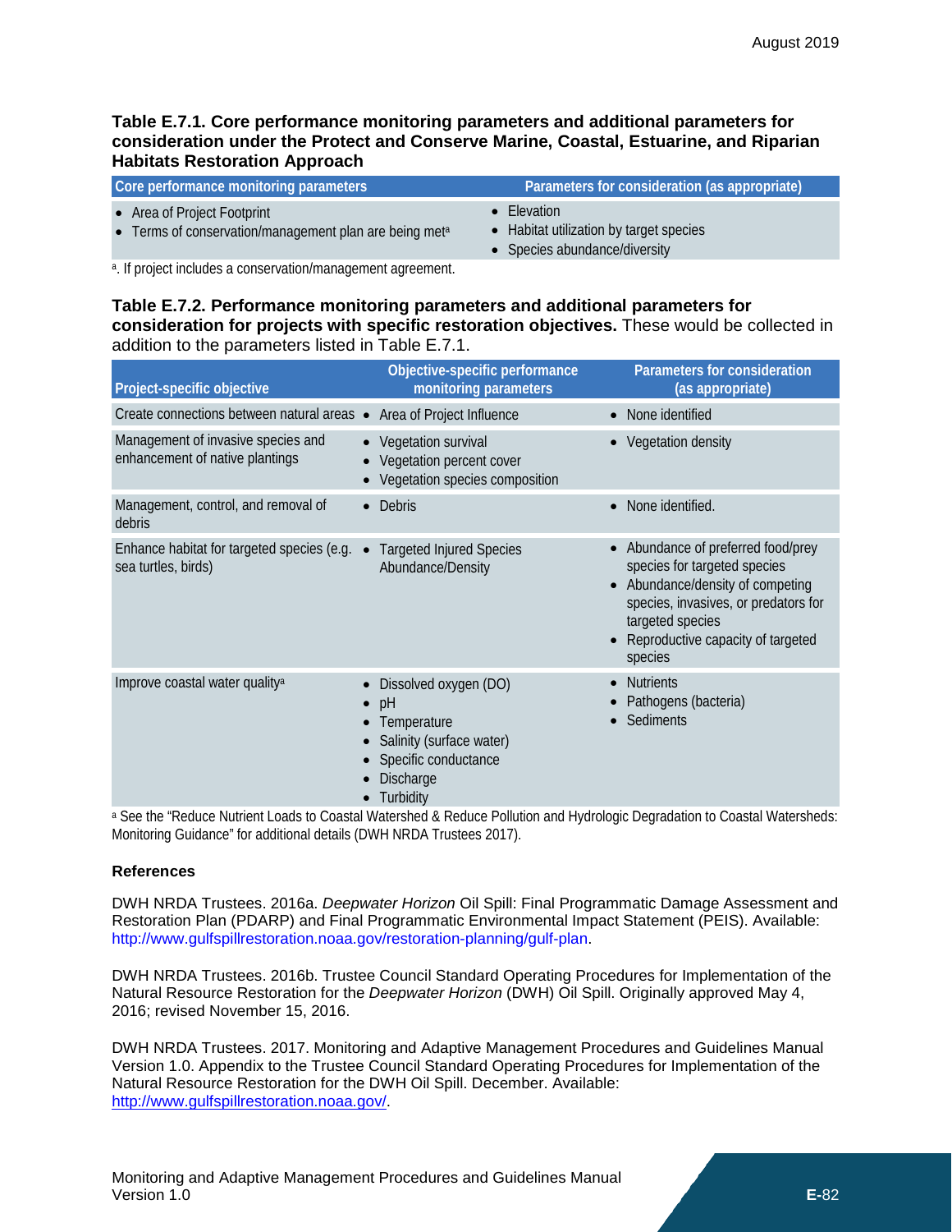**Table E.7.1. Core performance monitoring parameters and additional parameters for consideration under the Protect and Conserve Marine, Coastal, Estuarine, and Riparian Habitats Restoration Approach**

| Core performance monitoring parameters | Parameters for consideration (as appropriate) |
|---|---|
| • Area of Project Footprint<br>• Terms of conservation/management plan are being met[a] | • Elevation<br>• Habitat utilization by target species<br>• Species abundance/diversity |

[a]. If project includes a conservation/management agreement.

**Table E.7.2. Performance monitoring parameters and additional parameters for consideration for projects with specific restoration objectives.** These would be collected in addition to the parameters listed in Table E.7.1.

| Project-specific objective | Objective-specific performance monitoring parameters | Parameters for consideration (as appropriate) |
|---|---|---|
| Create connections between natural areas | • Area of Project Influence | • None identified |
| Management of invasive species and enhancement of native plantings | • Vegetation survival<br>• Vegetation percent cover<br>• Vegetation species composition | • Vegetation density |
| Management, control, and removal of debris | • Debris | • None identified. |
| Enhance habitat for targeted species (e.g. sea turtles, birds) | • Targeted Injured Species Abundance/Density | • Abundance of preferred food/prey species for targeted species<br>• Abundance/density of competing species, invasives, or predators for targeted species<br>• Reproductive capacity of targeted species |
| Improve coastal water quality[a] | • Dissolved oxygen (DO)<br>• pH<br>• Temperature<br>• Salinity (surface water)<br>• Specific conductance<br>• Discharge<br>• Turbidity | • Nutrients<br>• Pathogens (bacteria)<br>• Sediments |

[a] See the "Reduce Nutrient Loads to Coastal Watershed & Reduce Pollution and Hydrologic Degradation to Coastal Watersheds: Monitoring Guidance" for additional details (DWH NRDA Trustees 2017).

### References

DWH NRDA Trustees. 2016a. *Deepwater Horizon* Oil Spill: Final Programmatic Damage Assessment and Restoration Plan (PDARP) and Final Programmatic Environmental Impact Statement (PEIS). Available: http://www.gulfspillrestoration.noaa.gov/restoration-planning/gulf-plan.

DWH NRDA Trustees. 2016b. Trustee Council Standard Operating Procedures for Implementation of the Natural Resource Restoration for the *Deepwater Horizon* (DWH) Oil Spill. Originally approved May 4, 2016; revised November 15, 2016.

DWH NRDA Trustees. 2017. Monitoring and Adaptive Management Procedures and Guidelines Manual Version 1.0. Appendix to the Trustee Council Standard Operating Procedures for Implementation of the Natural Resource Restoration for the DWH Oil Spill. December. Available: http://www.gulfspillrestoration.noaa.gov/.